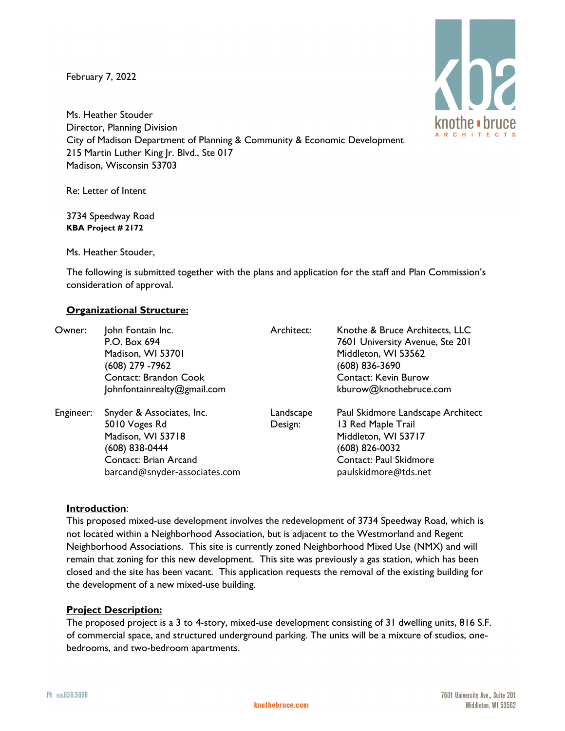February 7, 2022

Ms. Heather Stouder
Director, Planning Division
City of Madison Department of Planning & Community & Economic Development
215 Martin Luther King Jr. Blvd., Ste 017
Madison, Wisconsin 53703

Re: Letter of Intent

3734 Speedway Road
**KBA Project # 2172**

Ms. Heather Stouder,

The following is submitted together with the plans and application for the staff and Plan Commission's consideration of approval.

**Organizational Structure:**

| | | | |
|---|---|---|---|
| Owner: | John Fontain Inc.<br>P.O. Box 694<br>Madison, WI 53701<br>(608) 279 -7962<br>Contact: Brandon Cook<br>Johnfontainrealty@gmail.com | Architect: | Knothe & Bruce Architects, LLC<br>7601 University Avenue, Ste 201<br>Middleton, WI 53562<br>(608) 836-3690<br>Contact: Kevin Burow<br>kburow@knothebruce.com |
| Engineer: | Snyder & Associates, Inc.<br>5010 Voges Rd<br>Madison, WI 53718<br>(608) 838-0444<br>Contact: Brian Arcand<br>barcand@snyder-associates.com | Landscape Design: | Paul Skidmore Landscape Architect<br>13 Red Maple Trail<br>Middleton, WI 53717<br>(608) 826-0032<br>Contact: Paul Skidmore<br>paulskidmore@tds.net |

**Introduction**:
This proposed mixed-use development involves the redevelopment of 3734 Speedway Road, which is not located within a Neighborhood Association, but is adjacent to the Westmorland and Regent Neighborhood Associations. This site is currently zoned Neighborhood Mixed Use (NMX) and will remain that zoning for this new development. This site was previously a gas station, which has been closed and the site has been vacant. This application requests the removal of the existing building for the development of a new mixed-use building.

**Project Description:**
The proposed project is a 3 to 4-story, mixed-use development consisting of 31 dwelling units, 816 S.F. of commercial space, and structured underground parking. The units will be a mixture of studios, one-bedrooms, and two-bedroom apartments.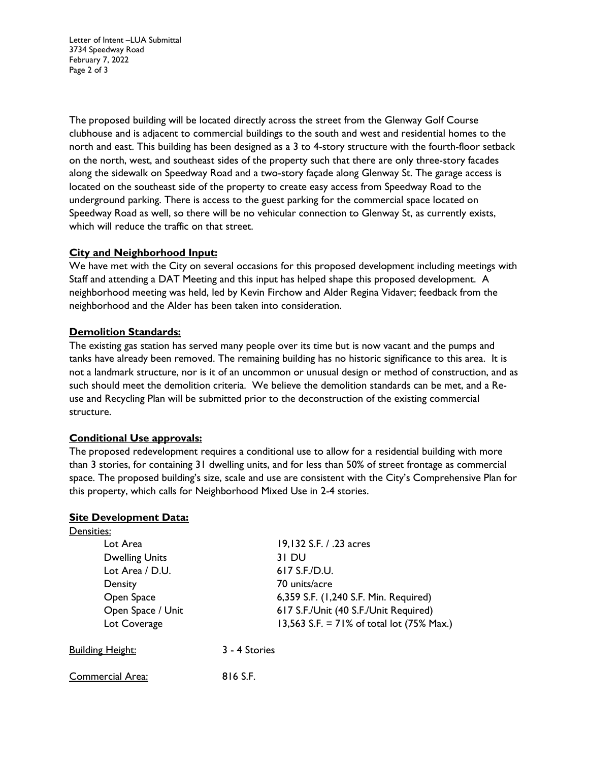The proposed building will be located directly across the street from the Glenway Golf Course clubhouse and is adjacent to commercial buildings to the south and west and residential homes to the north and east. This building has been designed as a 3 to 4-story structure with the fourth-floor setback on the north, west, and southeast sides of the property such that there are only three-story facades along the sidewalk on Speedway Road and a two-story façade along Glenway St. The garage access is located on the southeast side of the property to create easy access from Speedway Road to the underground parking. There is access to the guest parking for the commercial space located on Speedway Road as well, so there will be no vehicular connection to Glenway St, as currently exists, which will reduce the traffic on that street.

**City and Neighborhood Input:**

We have met with the City on several occasions for this proposed development including meetings with Staff and attending a DAT Meeting and this input has helped shape this proposed development. A neighborhood meeting was held, led by Kevin Firchow and Alder Regina Vidaver; feedback from the neighborhood and the Alder has been taken into consideration.

**Demolition Standards:**

The existing gas station has served many people over its time but is now vacant and the pumps and tanks have already been removed. The remaining building has no historic significance to this area. It is not a landmark structure, nor is it of an uncommon or unusual design or method of construction, and as such should meet the demolition criteria. We believe the demolition standards can be met, and a Re-use and Recycling Plan will be submitted prior to the deconstruction of the existing commercial structure.

**Conditional Use approvals:**

The proposed redevelopment requires a conditional use to allow for a residential building with more than 3 stories, for containing 31 dwelling units, and for less than 50% of street frontage as commercial space. The proposed building's size, scale and use are consistent with the City's Comprehensive Plan for this property, which calls for Neighborhood Mixed Use in 2-4 stories.

**Site Development Data:**

Densities:

| | |
|---|---|
| Lot Area | 19,132 S.F. / .23 acres |
| Dwelling Units | 31 DU |
| Lot Area / D.U. | 617 S.F./D.U. |
| Density | 70 units/acre |
| Open Space | 6,359 S.F. (1,240 S.F. Min. Required) |
| Open Space / Unit | 617 S.F./Unit (40 S.F./Unit Required) |
| Lot Coverage | 13,563 S.F. = 71% of total lot (75% Max.) |

Building Height: 3 - 4 Stories

Commercial Area: 816 S.F.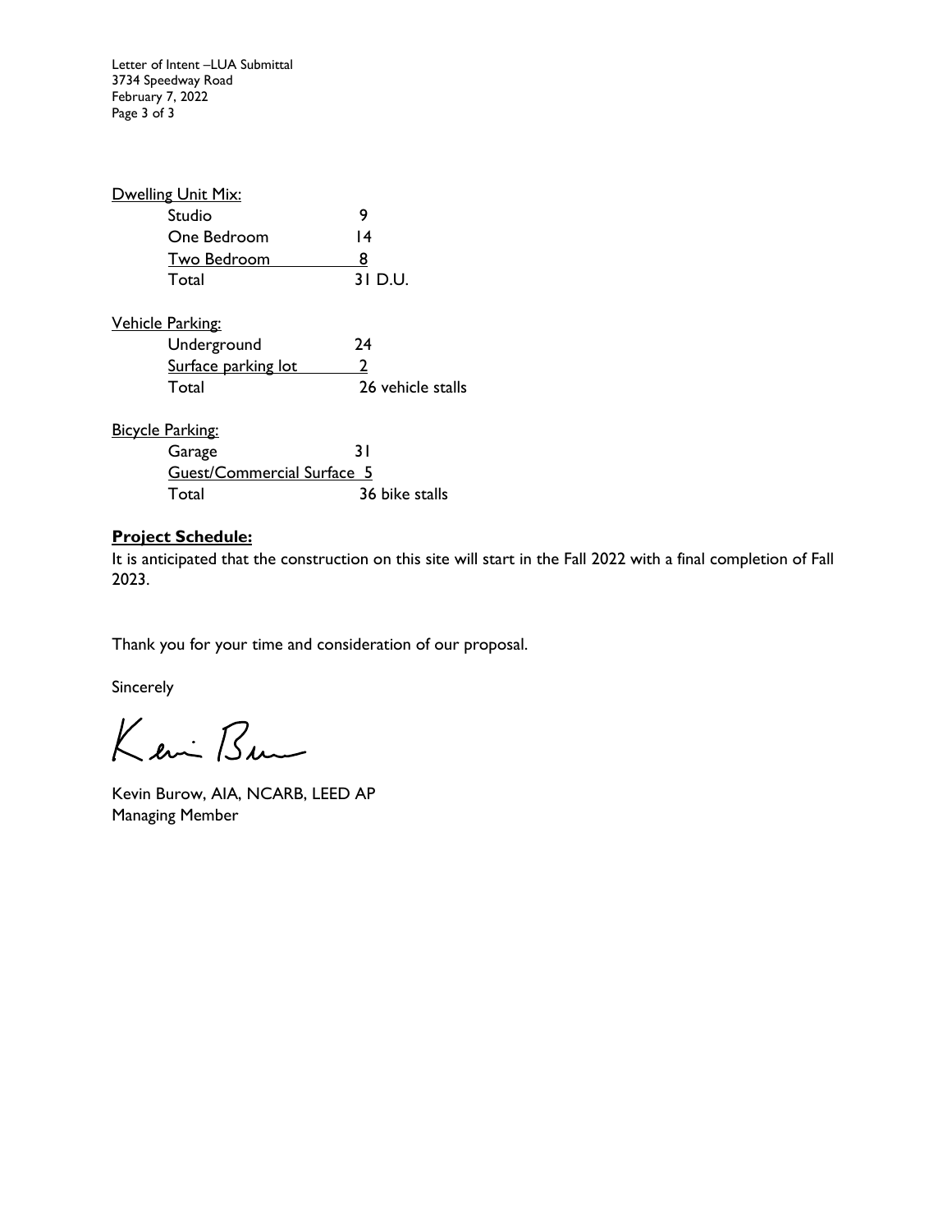Dwelling Unit Mix:

| | |
|---|---|
| Studio | 9 |
| One Bedroom | 14 |
| Two Bedroom | 8 |
| Total | 31 D.U. |

Vehicle Parking:

| | |
|---|---|
| Underground | 24 |
| Surface parking lot | 2 |
| Total | 26 vehicle stalls |

Bicycle Parking:

| | |
|---|---|
| Garage | 31 |
| Guest/Commercial Surface | 5 |
| Total | 36 bike stalls |

**Project Schedule:**

It is anticipated that the construction on this site will start in the Fall 2022 with a final completion of Fall 2023.

Thank you for your time and consideration of our proposal.

Sincerely

Kevin Burow, AIA, NCARB, LEED AP
Managing Member